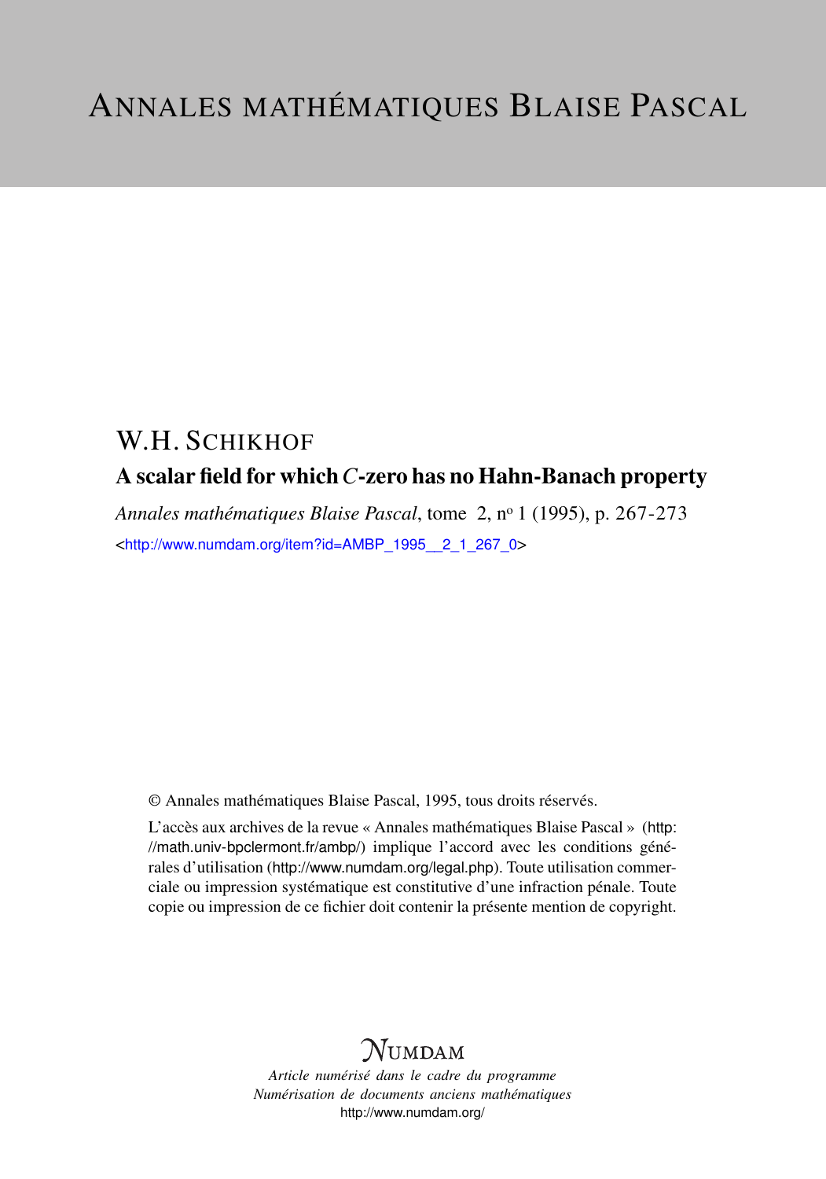# Annales mathématiques Blaise Pascal

## W.H. Schikhof

### A scalar field for which $C$-zero has no Hahn-Banach property

*Annales mathématiques Blaise Pascal*, tome 2, n° 1 (1995), p. 267-273

<http://www.numdam.org/item?id=AMBP_1995__2_1_267_0>

© Annales mathématiques Blaise Pascal, 1995, tous droits réservés.

L'accès aux archives de la revue « Annales mathématiques Blaise Pascal » (http://math.univ-bpclermont.fr/ambp/) implique l'accord avec les conditions générales d'utilisation (http://www.numdam.org/legal.php). Toute utilisation commerciale ou impression systématique est constitutive d'une infraction pénale. Toute copie ou impression de ce fichier doit contenir la présente mention de copyright.

*Numdam*

*Article numérisé dans le cadre du programme*
*Numérisation de documents anciens mathématiques*
http://www.numdam.org/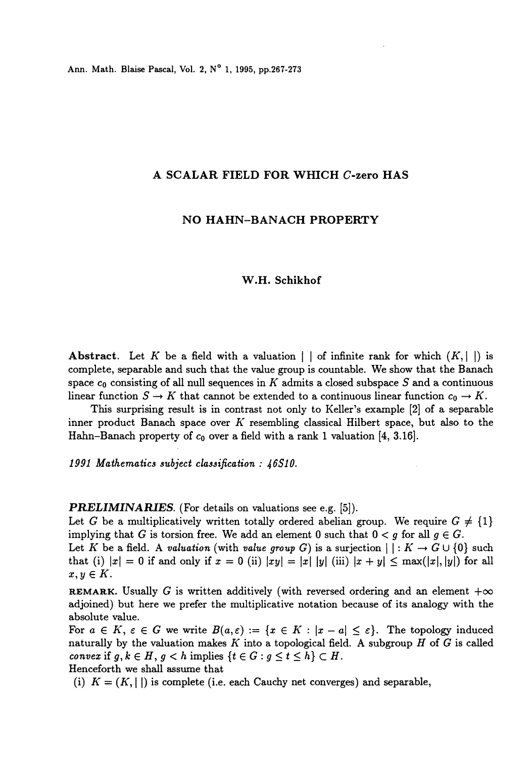# A SCALAR FIELD FOR WHICH $C$-zero HAS NO HAHN–BANACH PROPERTY

**W.H. Schikhof**

**Abstract.** Let $K$ be a field with a valuation $|\ |$ of infinite rank for which $(K, |\ |)$ is complete, separable and such that the value group is countable. We show that the Banach space $c_0$ consisting of all null sequences in $K$ admits a closed subspace $S$ and a continuous linear function $S \to K$ that cannot be extended to a continuous linear function $c_0 \to K$.

This surprising result is in contrast not only to Keller's example [2] of a separable inner product Banach space over $K$ resembling classical Hilbert space, but also to the Hahn–Banach property of $c_0$ over a field with a rank 1 valuation [4, 3.16].

*1991 Mathematics subject classification : 46S10.*

***PRELIMINARIES.*** (For details on valuations see e.g. [5]).
Let $G$ be a multiplicatively written totally ordered abelian group. We require $G \neq \{1\}$ implying that $G$ is torsion free. We add an element 0 such that $0 < g$ for all $g \in G$.
Let $K$ be a field. A *valuation* (with *value group* $G$) is a surjection $|\ | : K \to G \cup \{0\}$ such that (i) $|x| = 0$ if and only if $x = 0$ (ii) $|xy| = |x|\,|y|$ (iii) $|x + y| \leq \max(|x|, |y|)$ for all $x, y \in K$.

**REMARK.** Usually $G$ is written additively (with reversed ordering and an element $+\infty$ adjoined) but here we prefer the multiplicative notation because of its analogy with the absolute value.
For $a \in K$, $\varepsilon \in G$ we write $B(a, \varepsilon) := \{x \in K : |x - a| \leq \varepsilon\}$. The topology induced naturally by the valuation makes $K$ into a topological field. A subgroup $H$ of $G$ is called *convex* if $g, k \in H$, $g < h$ implies $\{t \in G : g \leq t \leq h\} \subset H$.
Henceforth we shall assume that

(i) $K = (K, |\ |)$ is complete (i.e. each Cauchy net converges) and separable,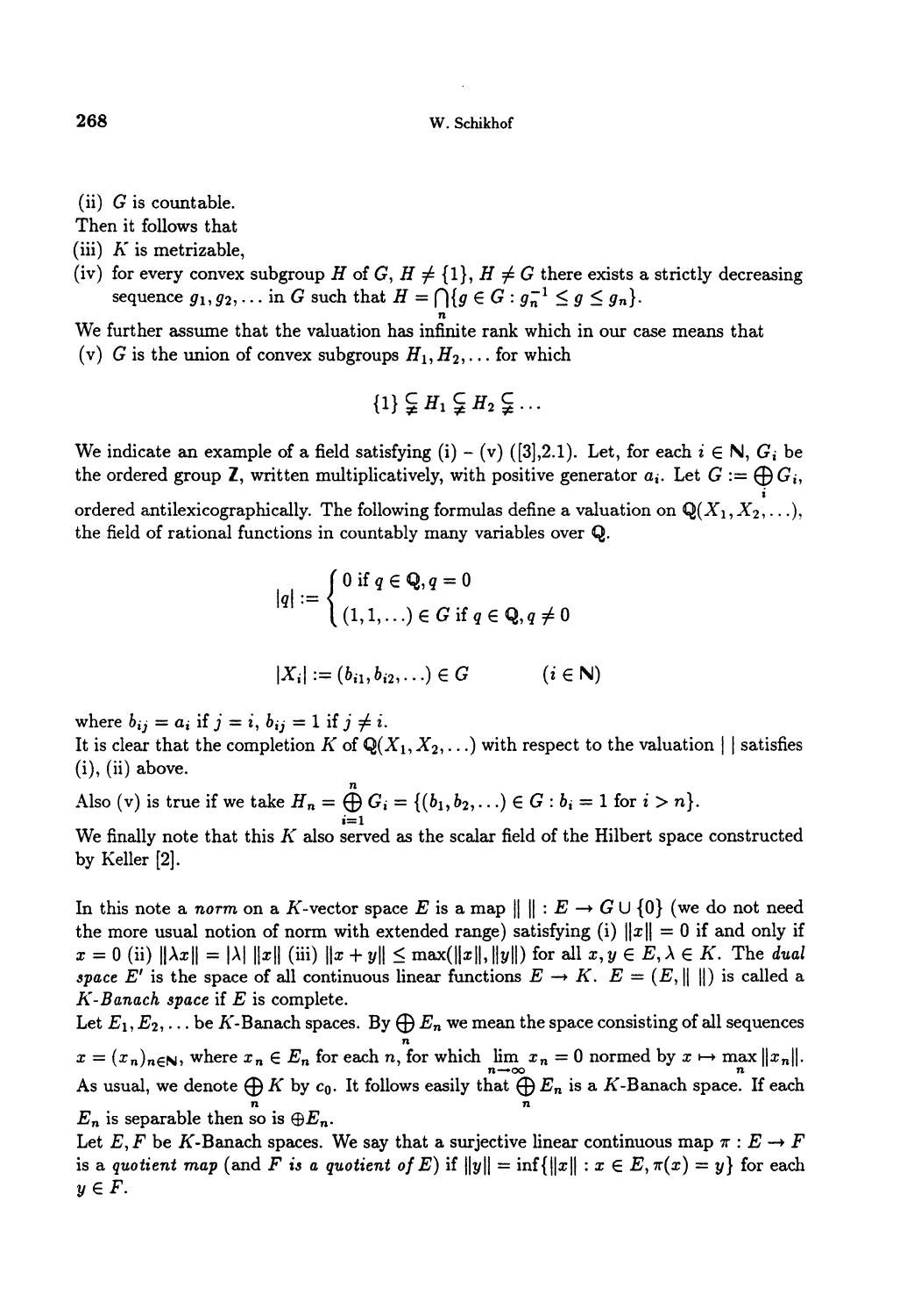(ii) $G$ is countable.

Then it follows that

(iii) $K$ is metrizable,

(iv) for every convex subgroup $H$ of $G$, $H \neq \{1\}$, $H \neq G$ there exists a strictly decreasing sequence $g_1, g_2, \ldots$ in $G$ such that $H = \bigcap_n \{g \in G : g_n^{-1} \leq g \leq g_n\}$.

We further assume that the valuation has infinite rank which in our case means that

(v) $G$ is the union of convex subgroups $H_1, H_2, \ldots$ for which

$$\{1\} \subsetneqq H_1 \subsetneqq H_2 \subsetneqq \ldots$$

We indicate an example of a field satisfying (i) - (v) ([3],2.1). Let, for each $i \in \mathbb{N}$, $G_i$ be the ordered group $\mathbb{Z}$, written multiplicatively, with positive generator $a_i$. Let $G := \bigoplus_i G_i$, ordered antilexicographically. The following formulas define a valuation on $\mathbb{Q}(X_1, X_2, \ldots)$, the field of rational functions in countably many variables over $\mathbb{Q}$.

$$|q| := \begin{cases} 0 \text{ if } q \in \mathbb{Q}, q = 0 \\ (1, 1, \ldots) \in G \text{ if } q \in \mathbb{Q}, q \neq 0 \end{cases}$$

$$|X_i| := (b_{i1}, b_{i2}, \ldots) \in G \qquad (i \in \mathbb{N})$$

where $b_{ij} = a_i$ if $j = i$, $b_{ij} = 1$ if $j \neq i$.

It is clear that the completion $K$ of $\mathbb{Q}(X_1, X_2, \ldots)$ with respect to the valuation $|\ |$ satisfies (i), (ii) above.

Also (v) is true if we take $H_n = \bigoplus_{i=1}^{n} G_i = \{(b_1, b_2, \ldots) \in G : b_i = 1 \text{ for } i > n\}$.

We finally note that this $K$ also served as the scalar field of the Hilbert space constructed by Keller [2].

In this note a *norm* on a $K$-vector space $E$ is a map $\|\ \| : E \to G \cup \{0\}$ (we do not need the more usual notion of norm with extended range) satisfying (i) $\|x\| = 0$ if and only if $x = 0$ (ii) $\|\lambda x\| = |\lambda|\, \|x\|$ (iii) $\|x + y\| \leq \max(\|x\|, \|y\|)$ for all $x, y \in E, \lambda \in K$. The *dual space* $E'$ is the space of all continuous linear functions $E \to K$. $E = (E, \|\ \|)$ is called a *$K$-Banach space* if $E$ is complete.

Let $E_1, E_2, \ldots$ be $K$-Banach spaces. By $\bigoplus_n E_n$ we mean the space consisting of all sequences $x = (x_n)_{n \in \mathbb{N}}$, where $x_n \in E_n$ for each $n$, for which $\lim_{n \to \infty} x_n = 0$ normed by $x \mapsto \max_n \|x_n\|$. As usual, we denote $\bigoplus_n K$ by $c_0$. It follows easily that $\bigoplus_n E_n$ is a $K$-Banach space. If each $E_n$ is separable then so is $\oplus E_n$.

Let $E, F$ be $K$-Banach spaces. We say that a surjective linear continuous map $\pi : E \to F$ is a *quotient map* (and *$F$ is a quotient of $E$*) if $\|y\| = \inf\{\|x\| : x \in E, \pi(x) = y\}$ for each $y \in F$.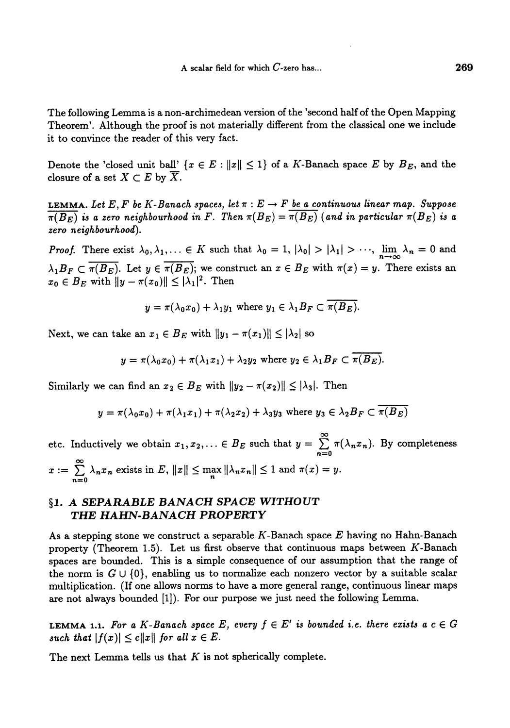The following Lemma is a non-archimedean version of the 'second half of the Open Mapping Theorem'. Although the proof is not materially different from the classical one we include it to convince the reader of this very fact.

Denote the 'closed unit ball' $\{x \in E : \|x\| \leq 1\}$ of a $K$-Banach space $E$ by $B_E$, and the closure of a set $X \subset E$ by $\overline{X}$.

LEMMA. *Let $E, F$ be $K$-Banach spaces, let $\pi : E \to F$ be a continuous linear map. Suppose $\overline{\pi(B_E)}$ is a zero neighbourhood in $F$. Then $\pi(B_E) = \overline{\pi(B_E)}$ (and in particular $\pi(B_E)$ is a zero neighbourhood).*

*Proof.* There exist $\lambda_0, \lambda_1, \ldots \in K$ such that $\lambda_0 = 1$, $|\lambda_0| > |\lambda_1| > \cdots$, $\lim_{n\to\infty} \lambda_n = 0$ and $\lambda_1 B_F \subset \overline{\pi(B_E)}$. Let $y \in \overline{\pi(B_E)}$; we construct an $x \in B_E$ with $\pi(x) = y$. There exists an $x_0 \in B_E$ with $\|y - \pi(x_0)\| \leq |\lambda_1|^2$. Then

$$y = \pi(\lambda_0 x_0) + \lambda_1 y_1 \text{ where } y_1 \in \lambda_1 B_F \subset \overline{\pi(B_E)}.$$

Next, we can take an $x_1 \in B_E$ with $\|y_1 - \pi(x_1)\| \leq |\lambda_2|$ so

$$y = \pi(\lambda_0 x_0) + \pi(\lambda_1 x_1) + \lambda_2 y_2 \text{ where } y_2 \in \lambda_1 B_F \subset \overline{\pi(B_E)}.$$

Similarly we can find an $x_2 \in B_E$ with $\|y_2 - \pi(x_2)\| \leq |\lambda_3|$. Then

$$y = \pi(\lambda_0 x_0) + \pi(\lambda_1 x_1) + \pi(\lambda_2 x_2) + \lambda_3 y_3 \text{ where } y_3 \in \lambda_2 B_F \subset \overline{\pi(B_E)}$$

etc. Inductively we obtain $x_1, x_2, \ldots \in B_E$ such that $y = \sum_{n=0}^{\infty} \pi(\lambda_n x_n)$. By completeness $x := \sum_{n=0}^{\infty} \lambda_n x_n$ exists in $E$, $\|x\| \leq \max_n \|\lambda_n x_n\| \leq 1$ and $\pi(x) = y$.

## §1. A SEPARABLE BANACH SPACE WITHOUT THE HAHN-BANACH PROPERTY

As a stepping stone we construct a separable $K$-Banach space $E$ having no Hahn-Banach property (Theorem 1.5). Let us first observe that continuous maps between $K$-Banach spaces are bounded. This is a simple consequence of our assumption that the range of the norm is $G \cup \{0\}$, enabling us to normalize each nonzero vector by a suitable scalar multiplication. (If one allows norms to have a more general range, continuous linear maps are not always bounded [1]). For our purpose we just need the following Lemma.

LEMMA 1.1. *For a $K$-Banach space $E$, every $f \in E'$ is bounded i.e. there exists a $c \in G$ such that $|f(x)| \leq c\|x\|$ for all $x \in E$.*

The next Lemma tells us that $K$ is not spherically complete.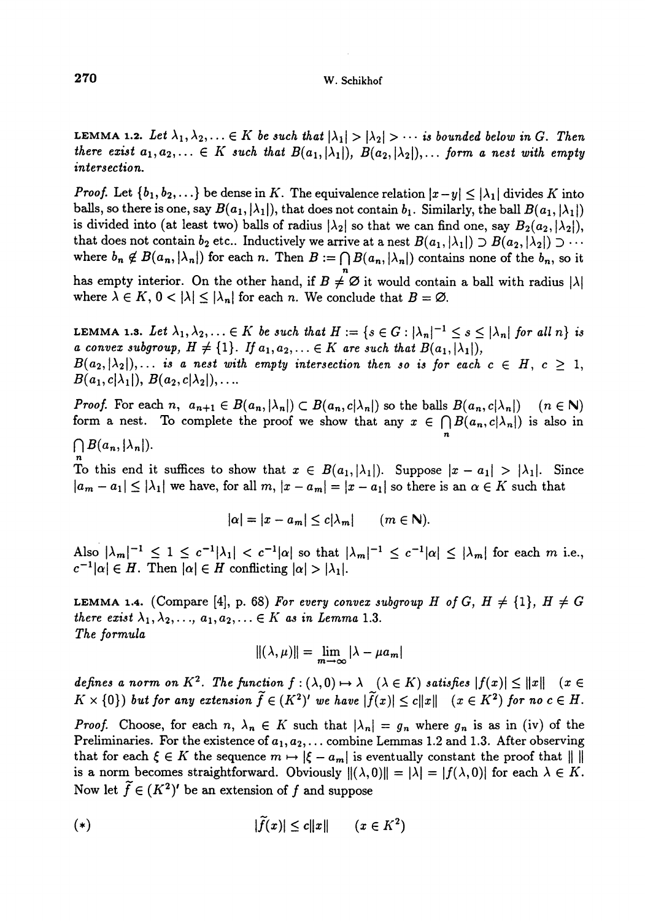**Lemma 1.2.** *Let $\lambda_1, \lambda_2, \ldots \in K$ be such that $|\lambda_1| > |\lambda_2| > \cdots$ is bounded below in $G$. Then there exist $a_1, a_2, \ldots \in K$ such that $B(a_1, |\lambda_1|)$, $B(a_2, |\lambda_2|), \ldots$ form a nest with empty intersection.*

*Proof.* Let $\{b_1, b_2, \ldots\}$ be dense in $K$. The equivalence relation $|x - y| \le |\lambda_1|$ divides $K$ into balls, so there is one, say $B(a_1, |\lambda_1|)$, that does not contain $b_1$. Similarly, the ball $B(a_1, |\lambda_1|)$ is divided into (at least two) balls of radius $|\lambda_2|$ so that we can find one, say $B_2(a_2, |\lambda_2|)$, that does not contain $b_2$ etc.. Inductively we arrive at a nest $B(a_1, |\lambda_1|) \supset B(a_2, |\lambda_2|) \supset \cdots$ where $b_n \notin B(a_n, |\lambda_n|)$ for each $n$. Then $B := \bigcap_n B(a_n, |\lambda_n|)$ contains none of the $b_n$, so it has empty interior. On the other hand, if $B \neq \varnothing$ it would contain a ball with radius $|\lambda|$ where $\lambda \in K$, $0 < |\lambda| \le |\lambda_n|$ for each $n$. We conclude that $B = \varnothing$.

**Lemma 1.3.** *Let $\lambda_1, \lambda_2, \ldots \in K$ be such that $H := \{s \in G : |\lambda_n|^{-1} \le s \le |\lambda_n| \text{ for all } n\}$ is a convex subgroup, $H \neq \{1\}$. If $a_1, a_2, \ldots \in K$ are such that $B(a_1, |\lambda_1|)$, $B(a_2, |\lambda_2|), \ldots$ is a nest with empty intersection then so is for each $c \in H$, $c \ge 1$, $B(a_1, c|\lambda_1|)$, $B(a_2, c|\lambda_2|), \ldots$.*

*Proof.* For each $n$, $a_{n+1} \in B(a_n, |\lambda_n|) \subset B(a_n, c|\lambda_n|)$ so the balls $B(a_n, c|\lambda_n|)$ $(n \in \mathbb{N})$ form a nest. To complete the proof we show that any $x \in \bigcap_n B(a_n, c|\lambda_n|)$ is also in $\bigcap_n B(a_n, |\lambda_n|)$.

To this end it suffices to show that $x \in B(a_1, |\lambda_1|)$. Suppose $|x - a_1| > |\lambda_1|$. Since $|a_m - a_1| \le |\lambda_1|$ we have, for all $m$, $|x - a_m| = |x - a_1|$ so there is an $\alpha \in K$ such that

$$|\alpha| = |x - a_m| \le c|\lambda_m| \qquad (m \in \mathbb{N}).$$

Also $|\lambda_m|^{-1} \le 1 \le c^{-1}|\lambda_1| < c^{-1}|\alpha|$ so that $|\lambda_m|^{-1} \le c^{-1}|\alpha| \le |\lambda_m|$ for each $m$ i.e., $c^{-1}|\alpha| \in H$. Then $|\alpha| \in H$ conflicting $|\alpha| > |\lambda_1|$.

**Lemma 1.4.** (Compare [4], p. 68) *For every convex subgroup $H$ of $G$, $H \neq \{1\}$, $H \neq G$ there exist $\lambda_1, \lambda_2, \ldots, a_1, a_2, \ldots \in K$ as in Lemma 1.3.*
*The formula*

$$\|(\lambda, \mu)\| = \lim_{m \to \infty} |\lambda - \mu a_m|$$

*defines a norm on $K^2$. The function $f : (\lambda, 0) \mapsto \lambda$ $(\lambda \in K)$ satisfies $|f(x)| \le \|x\|$ $(x \in K \times \{0\})$ but for any extension $\widetilde{f} \in (K^2)'$ we have $|\widetilde{f}(x)| \le c\|x\|$ $(x \in K^2)$ for no $c \in H$.*

*Proof.* Choose, for each $n$, $\lambda_n \in K$ such that $|\lambda_n| = g_n$ where $g_n$ is as in (iv) of the Preliminaries. For the existence of $a_1, a_2, \ldots$ combine Lemmas 1.2 and 1.3. After observing that for each $\xi \in K$ the sequence $m \mapsto |\xi - a_m|$ is eventually constant the proof that $\|\ \|$ is a norm becomes straightforward. Obviously $\|(\lambda, 0)\| = |\lambda| = |f(\lambda, 0)|$ for each $\lambda \in K$. Now let $\widetilde{f} \in (K^2)'$ be an extension of $f$ and suppose

$$(*) \qquad |\widetilde{f}(x)| \le c\|x\| \qquad (x \in K^2)$$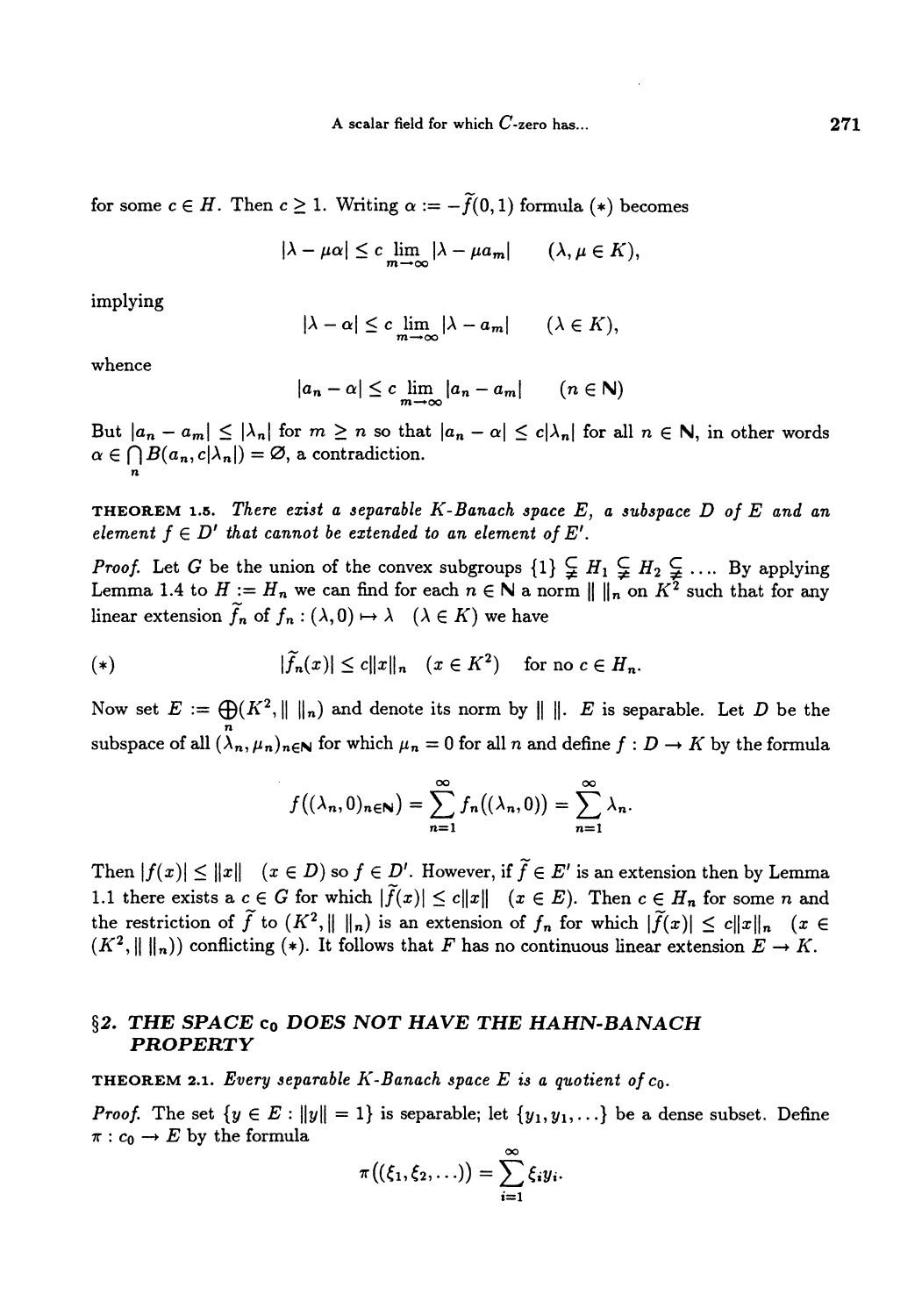for some $c \in H$. Then $c \geq 1$. Writing $\alpha := -\widetilde{f}(0,1)$ formula $(*)$ becomes

$$|\lambda - \mu\alpha| \leq c \lim_{m\to\infty} |\lambda - \mu a_m| \qquad (\lambda, \mu \in K),$$

implying

$$|\lambda - \alpha| \leq c \lim_{m\to\infty} |\lambda - a_m| \qquad (\lambda \in K),$$

whence

$$|a_n - \alpha| \leq c \lim_{m\to\infty} |a_n - a_m| \qquad (n \in \mathbf{N})$$

But $|a_n - a_m| \leq |\lambda_n|$ for $m \geq n$ so that $|a_n - \alpha| \leq c|\lambda_n|$ for all $n \in \mathbf{N}$, in other words $\alpha \in \bigcap_n B(a_n, c|\lambda_n|) = \varnothing$, a contradiction.

**THEOREM 1.5.** *There exist a separable $K$-Banach space $E$, a subspace $D$ of $E$ and an element $f \in D'$ that cannot be extended to an element of $E'$.*

*Proof.* Let $G$ be the union of the convex subgroups $\{1\} \subsetneq H_1 \subsetneq H_2 \subsetneq \ldots$. By applying Lemma 1.4 to $H := H_n$ we can find for each $n \in \mathbf{N}$ a norm $\| \ \|_n$ on $K^2$ such that for any linear extension $\widetilde{f}_n$ of $f_n : (\lambda, 0) \mapsto \lambda \quad (\lambda \in K)$ we have

$$(*) \qquad |\widetilde{f}_n(x)| \leq c\|x\|_n \quad (x \in K^2) \quad \text{for no } c \in H_n.$$

Now set $E := \bigoplus_n (K^2, \| \ \|_n)$ and denote its norm by $\| \ \|$. $E$ is separable. Let $D$ be the subspace of all $(\lambda_n, \mu_n)_{n\in\mathbf{N}}$ for which $\mu_n = 0$ for all $n$ and define $f : D \to K$ by the formula

$$f((\lambda_n, 0)_{n\in\mathbf{N}}) = \sum_{n=1}^{\infty} f_n((\lambda_n, 0)) = \sum_{n=1}^{\infty} \lambda_n.$$

Then $|f(x)| \leq \|x\| \quad (x \in D)$ so $f \in D'$. However, if $\widetilde{f} \in E'$ is an extension then by Lemma 1.1 there exists a $c \in G$ for which $|\widetilde{f}(x)| \leq c\|x\| \quad (x \in E)$. Then $c \in H_n$ for some $n$ and the restriction of $\widetilde{f}$ to $(K^2, \| \ \|_n)$ is an extension of $f_n$ for which $|\widetilde{f}(x)| \leq c\|x\|_n \quad (x \in (K^2, \| \ \|_n))$ conflicting $(*)$. It follows that $F$ has no continuous linear extension $E \to K$.

## §2. THE SPACE $c_0$ DOES NOT HAVE THE HAHN-BANACH PROPERTY

**THEOREM 2.1.** *Every separable $K$-Banach space $E$ is a quotient of $c_0$.*

*Proof.* The set $\{y \in E : \|y\| = 1\}$ is separable; let $\{y_1, y_1, \ldots\}$ be a dense subset. Define $\pi : c_0 \to E$ by the formula

$$\pi((\xi_1, \xi_2, \ldots)) = \sum_{i=1}^{\infty} \xi_i y_i.$$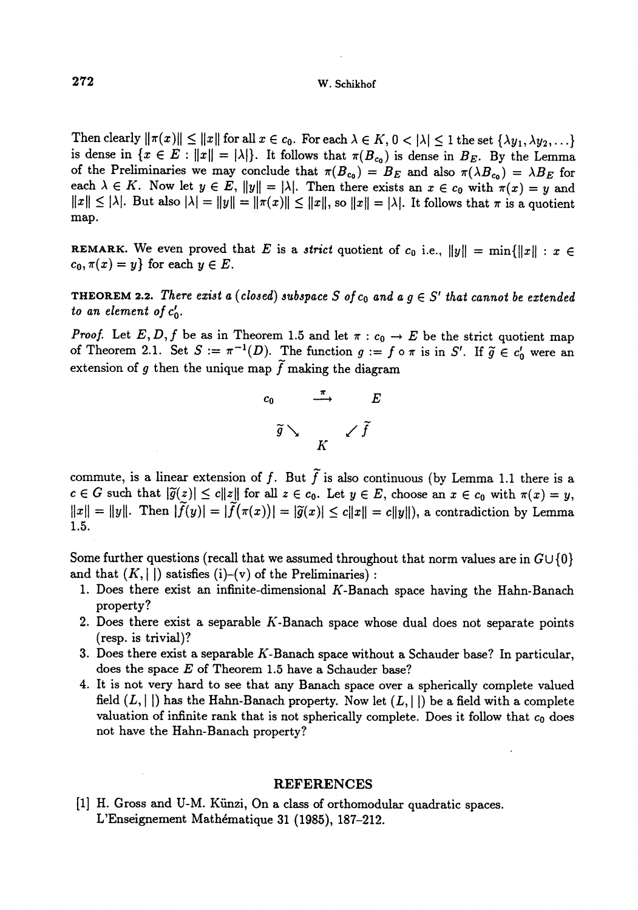Then clearly $\|\pi(x)\| \leq \|x\|$ for all $x \in c_0$. For each $\lambda \in K$, $0 < |\lambda| \leq 1$ the set $\{\lambda y_1, \lambda y_2, \ldots\}$ is dense in $\{x \in E : \|x\| = |\lambda|\}$. It follows that $\pi(B_{c_0})$ is dense in $B_E$. By the Lemma of the Preliminaries we may conclude that $\pi(B_{c_0}) = B_E$ and also $\pi(\lambda B_{c_0}) = \lambda B_E$ for each $\lambda \in K$. Now let $y \in E$, $\|y\| = |\lambda|$. Then there exists an $x \in c_0$ with $\pi(x) = y$ and $\|x\| \leq |\lambda|$. But also $|\lambda| = \|y\| = \|\pi(x)\| \leq \|x\|$, so $\|x\| = |\lambda|$. It follows that $\pi$ is a quotient map.

**REMARK.** We even proved that $E$ is a *strict* quotient of $c_0$ i.e., $\|y\| = \min\{\|x\| : x \in c_0, \pi(x) = y\}$ for each $y \in E$.

**THEOREM 2.2.** *There exist a (closed) subspace $S$ of $c_0$ and a $g \in S'$ that cannot be extended to an element of $c_0'$.*

*Proof.* Let $E, D, f$ be as in Theorem 1.5 and let $\pi : c_0 \to E$ be the strict quotient map of Theorem 2.1. Set $S := \pi^{-1}(D)$. The function $g := f \circ \pi$ is in $S'$. If $\widetilde{g} \in c_0'$ were an extension of $g$ then the unique map $\widetilde{f}$ making the diagram

$$\begin{array}{ccc} c_0 & \xrightarrow{\pi} & E \\ & \widetilde{g} \searrow \quad \swarrow \widetilde{f} & \\ & K & \end{array}$$

commute, is a linear extension of $f$. But $\widetilde{f}$ is also continuous (by Lemma 1.1 there is a $c \in G$ such that $|\widetilde{g}(z)| \leq c\|z\|$ for all $z \in c_0$. Let $y \in E$, choose an $x \in c_0$ with $\pi(x) = y$, $\|x\| = \|y\|$. Then $|\widetilde{f}(y)| = |\widetilde{f}(\pi(x))| = |\widetilde{g}(x)| \leq c\|x\| = c\|y\|$), a contradiction by Lemma 1.5.

Some further questions (recall that we assumed throughout that norm values are in $G \cup \{0\}$ and that $(K, |\ |)$ satisfies (i)–(v) of the Preliminaries) :

1. Does there exist an infinite-dimensional $K$-Banach space having the Hahn-Banach property?
2. Does there exist a separable $K$-Banach space whose dual does not separate points (resp. is trivial)?
3. Does there exist a separable $K$-Banach space without a Schauder base? In particular, does the space $E$ of Theorem 1.5 have a Schauder base?
4. It is not very hard to see that any Banach space over a spherically complete valued field $(L, |\ |)$ has the Hahn-Banach property. Now let $(L, |\ |)$ be a field with a complete valuation of infinite rank that is not spherically complete. Does it follow that $c_0$ does not have the Hahn-Banach property?

## REFERENCES

[1] H. Gross and U-M. Künzi, On a class of orthomodular quadratic spaces. L'Enseignement Mathématique 31 (1985), 187–212.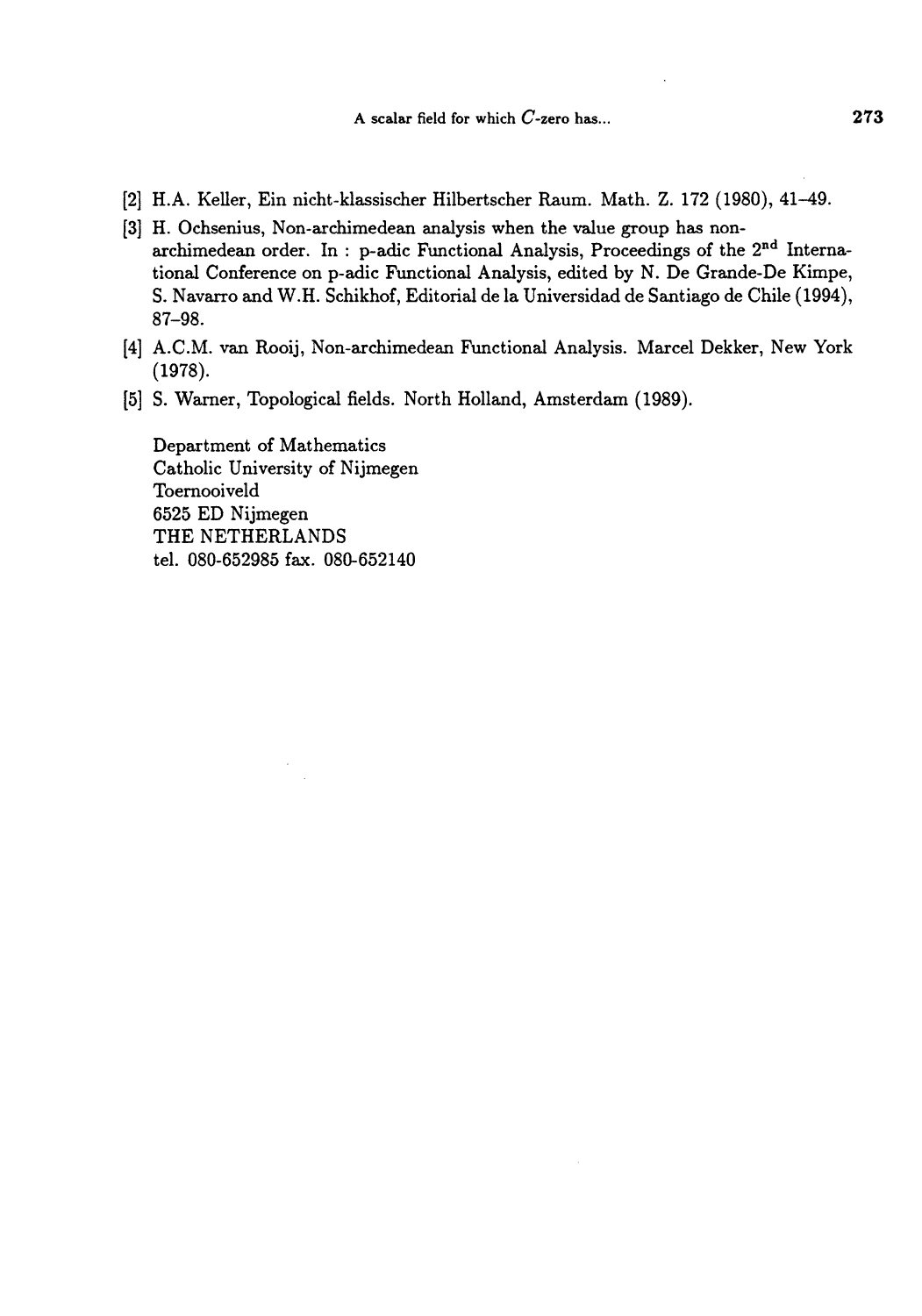[2] H.A. Keller, Ein nicht-klassischer Hilbertscher Raum. Math. Z. 172 (1980), 41–49.

[3] H. Ochsenius, Non-archimedean analysis when the value group has non-archimedean order. In : p-adic Functional Analysis, Proceedings of the 2nd International Conference on p-adic Functional Analysis, edited by N. De Grande-De Kimpe, S. Navarro and W.H. Schikhof, Editorial de la Universidad de Santiago de Chile (1994), 87–98.

[4] A.C.M. van Rooij, Non-archimedean Functional Analysis. Marcel Dekker, New York (1978).

[5] S. Warner, Topological fields. North Holland, Amsterdam (1989).

Department of Mathematics
Catholic University of Nijmegen
Toernooiveld
6525 ED Nijmegen
THE NETHERLANDS
tel. 080-652985 fax. 080-652140